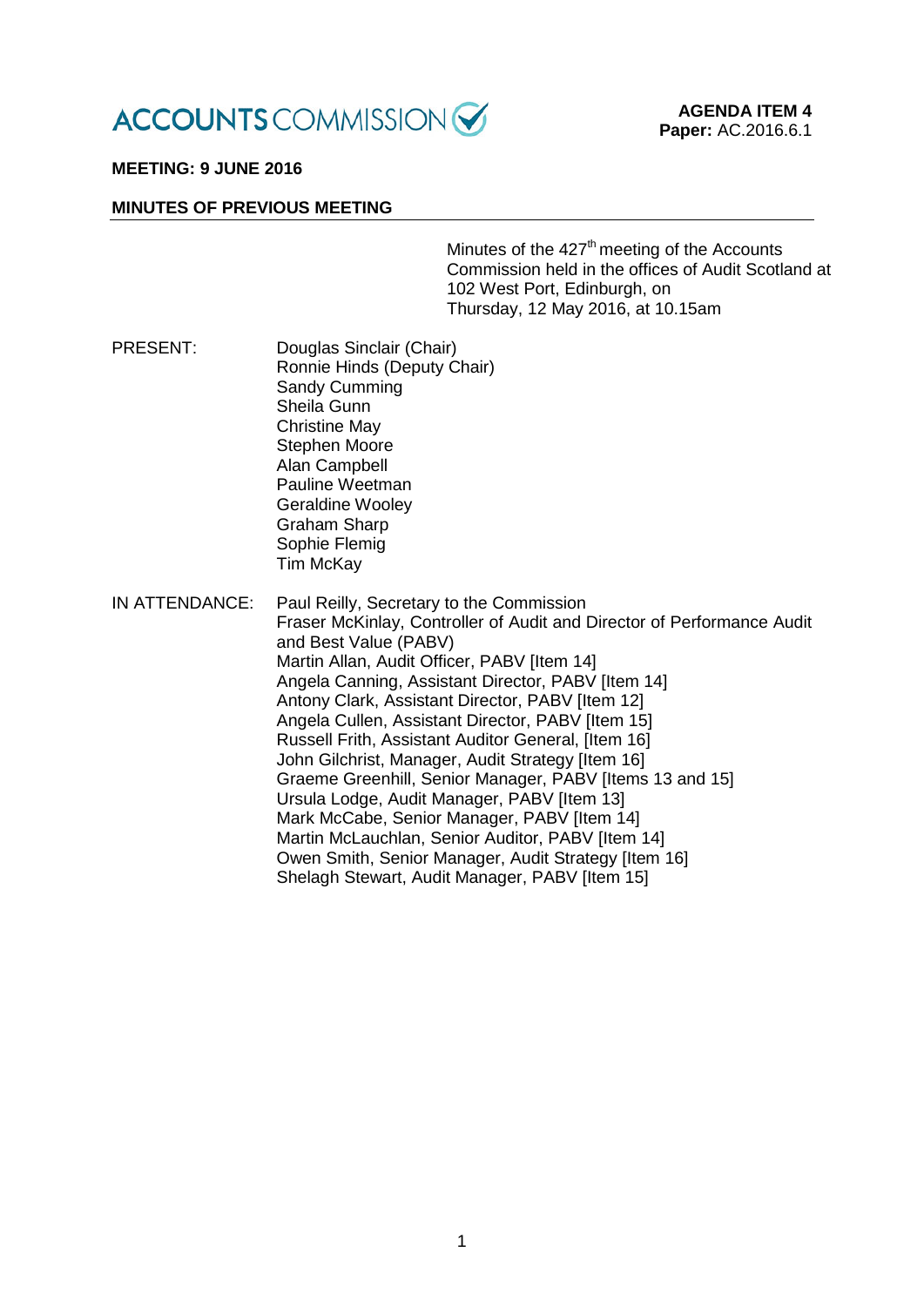ACCOUNTS COMMISSION

**AGENDA ITEM 4**
**Paper:** AC.2016.6.1

**MEETING: 9 JUNE 2016**

**MINUTES OF PREVIOUS MEETING**

Minutes of the 427th meeting of the Accounts Commission held in the offices of Audit Scotland at 102 West Port, Edinburgh, on Thursday, 12 May 2016, at 10.15am

PRESENT:

Douglas Sinclair (Chair)
Ronnie Hinds (Deputy Chair)
Sandy Cumming
Sheila Gunn
Christine May
Stephen Moore
Alan Campbell
Pauline Weetman
Geraldine Wooley
Graham Sharp
Sophie Flemig
Tim McKay

IN ATTENDANCE:

Paul Reilly, Secretary to the Commission
Fraser McKinlay, Controller of Audit and Director of Performance Audit and Best Value (PABV)
Martin Allan, Audit Officer, PABV [Item 14]
Angela Canning, Assistant Director, PABV [Item 14]
Antony Clark, Assistant Director, PABV [Item 12]
Angela Cullen, Assistant Director, PABV [Item 15]
Russell Frith, Assistant Auditor General, [Item 16]
John Gilchrist, Manager, Audit Strategy [Item 16]
Graeme Greenhill, Senior Manager, PABV [Items 13 and 15]
Ursula Lodge, Audit Manager, PABV [Item 13]
Mark McCabe, Senior Manager, PABV [Item 14]
Martin McLauchlan, Senior Auditor, PABV [Item 14]
Owen Smith, Senior Manager, Audit Strategy [Item 16]
Shelagh Stewart, Audit Manager, PABV [Item 15]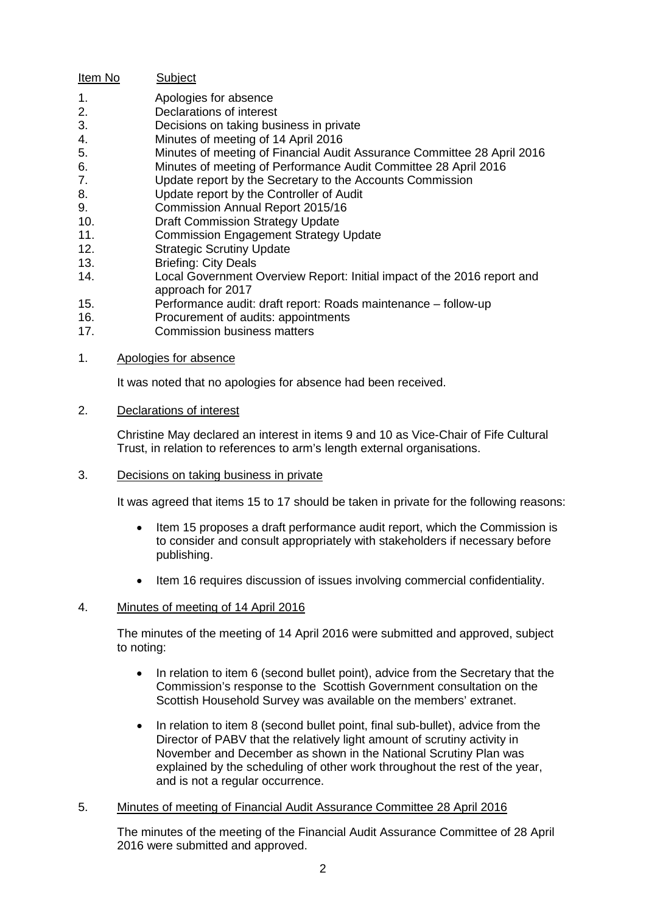| Item No | Subject |
|---|---|
| 1. | Apologies for absence |
| 2. | Declarations of interest |
| 3. | Decisions on taking business in private |
| 4. | Minutes of meeting of 14 April 2016 |
| 5. | Minutes of meeting of Financial Audit Assurance Committee 28 April 2016 |
| 6. | Minutes of meeting of Performance Audit Committee 28 April 2016 |
| 7. | Update report by the Secretary to the Accounts Commission |
| 8. | Update report by the Controller of Audit |
| 9. | Commission Annual Report 2015/16 |
| 10. | Draft Commission Strategy Update |
| 11. | Commission Engagement Strategy Update |
| 12. | Strategic Scrutiny Update |
| 13. | Briefing: City Deals |
| 14. | Local Government Overview Report: Initial impact of the 2016 report and approach for 2017 |
| 15. | Performance audit: draft report: Roads maintenance – follow-up |
| 16. | Procurement of audits: appointments |
| 17. | Commission business matters |

1. Apologies for absence

   It was noted that no apologies for absence had been received.

2. Declarations of interest

   Christine May declared an interest in items 9 and 10 as Vice-Chair of Fife Cultural Trust, in relation to references to arm's length external organisations.

3. Decisions on taking business in private

   It was agreed that items 15 to 17 should be taken in private for the following reasons:

   - Item 15 proposes a draft performance audit report, which the Commission is to consider and consult appropriately with stakeholders if necessary before publishing.
   - Item 16 requires discussion of issues involving commercial confidentiality.

4. Minutes of meeting of 14 April 2016

   The minutes of the meeting of 14 April 2016 were submitted and approved, subject to noting:

   - In relation to item 6 (second bullet point), advice from the Secretary that the Commission's response to the Scottish Government consultation on the Scottish Household Survey was available on the members' extranet.
   - In relation to item 8 (second bullet point, final sub-bullet), advice from the Director of PABV that the relatively light amount of scrutiny activity in November and December as shown in the National Scrutiny Plan was explained by the scheduling of other work throughout the rest of the year, and is not a regular occurrence.

5. Minutes of meeting of Financial Audit Assurance Committee 28 April 2016

   The minutes of the meeting of the Financial Audit Assurance Committee of 28 April 2016 were submitted and approved.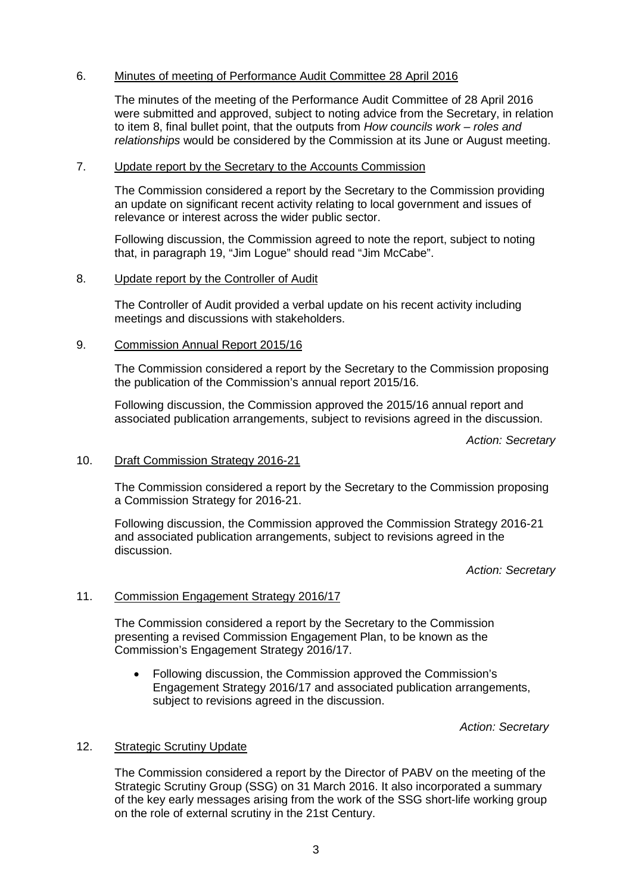6. Minutes of meeting of Performance Audit Committee 28 April 2016

The minutes of the meeting of the Performance Audit Committee of 28 April 2016 were submitted and approved, subject to noting advice from the Secretary, in relation to item 8, final bullet point, that the outputs from *How councils work – roles and relationships* would be considered by the Commission at its June or August meeting.

7. Update report by the Secretary to the Accounts Commission

The Commission considered a report by the Secretary to the Commission providing an update on significant recent activity relating to local government and issues of relevance or interest across the wider public sector.

Following discussion, the Commission agreed to note the report, subject to noting that, in paragraph 19, "Jim Logue" should read "Jim McCabe".

8. Update report by the Controller of Audit

The Controller of Audit provided a verbal update on his recent activity including meetings and discussions with stakeholders.

9. Commission Annual Report 2015/16

The Commission considered a report by the Secretary to the Commission proposing the publication of the Commission's annual report 2015/16.

Following discussion, the Commission approved the 2015/16 annual report and associated publication arrangements, subject to revisions agreed in the discussion.

*Action: Secretary*

10. Draft Commission Strategy 2016-21

The Commission considered a report by the Secretary to the Commission proposing a Commission Strategy for 2016-21.

Following discussion, the Commission approved the Commission Strategy 2016-21 and associated publication arrangements, subject to revisions agreed in the discussion.

*Action: Secretary*

11. Commission Engagement Strategy 2016/17

The Commission considered a report by the Secretary to the Commission presenting a revised Commission Engagement Plan, to be known as the Commission's Engagement Strategy 2016/17.

- Following discussion, the Commission approved the Commission's Engagement Strategy 2016/17 and associated publication arrangements, subject to revisions agreed in the discussion.

*Action: Secretary*

12. Strategic Scrutiny Update

The Commission considered a report by the Director of PABV on the meeting of the Strategic Scrutiny Group (SSG) on 31 March 2016. It also incorporated a summary of the key early messages arising from the work of the SSG short-life working group on the role of external scrutiny in the 21st Century.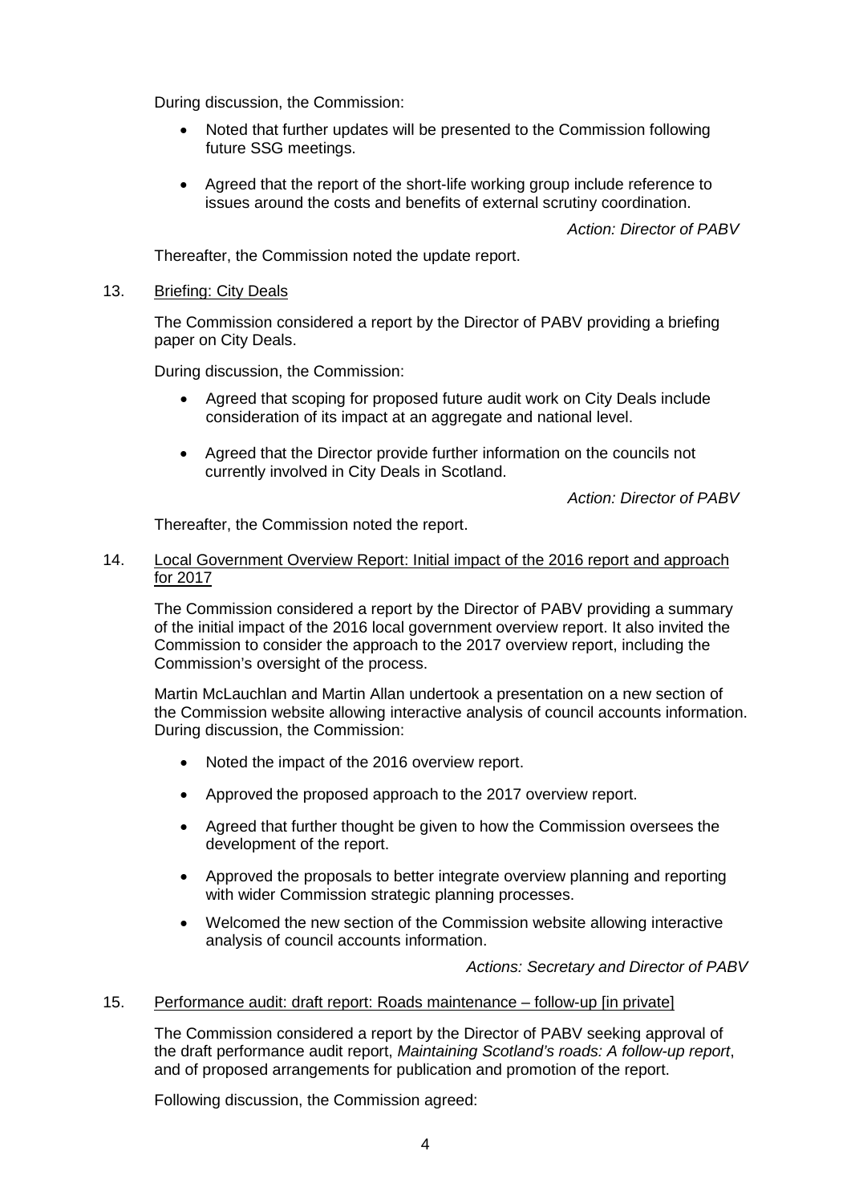During discussion, the Commission:

- Noted that further updates will be presented to the Commission following future SSG meetings.
- Agreed that the report of the short-life working group include reference to issues around the costs and benefits of external scrutiny coordination.

*Action: Director of PABV*

Thereafter, the Commission noted the update report.

13. Briefing: City Deals

The Commission considered a report by the Director of PABV providing a briefing paper on City Deals.

During discussion, the Commission:

- Agreed that scoping for proposed future audit work on City Deals include consideration of its impact at an aggregate and national level.
- Agreed that the Director provide further information on the councils not currently involved in City Deals in Scotland.

*Action: Director of PABV*

Thereafter, the Commission noted the report.

14. Local Government Overview Report: Initial impact of the 2016 report and approach for 2017

The Commission considered a report by the Director of PABV providing a summary of the initial impact of the 2016 local government overview report. It also invited the Commission to consider the approach to the 2017 overview report, including the Commission's oversight of the process.

Martin McLauchlan and Martin Allan undertook a presentation on a new section of the Commission website allowing interactive analysis of council accounts information. During discussion, the Commission:

- Noted the impact of the 2016 overview report.
- Approved the proposed approach to the 2017 overview report.
- Agreed that further thought be given to how the Commission oversees the development of the report.
- Approved the proposals to better integrate overview planning and reporting with wider Commission strategic planning processes.
- Welcomed the new section of the Commission website allowing interactive analysis of council accounts information.

*Actions: Secretary and Director of PABV*

15. Performance audit: draft report: Roads maintenance – follow-up [in private]

The Commission considered a report by the Director of PABV seeking approval of the draft performance audit report, *Maintaining Scotland's roads: A follow-up report*, and of proposed arrangements for publication and promotion of the report.

Following discussion, the Commission agreed: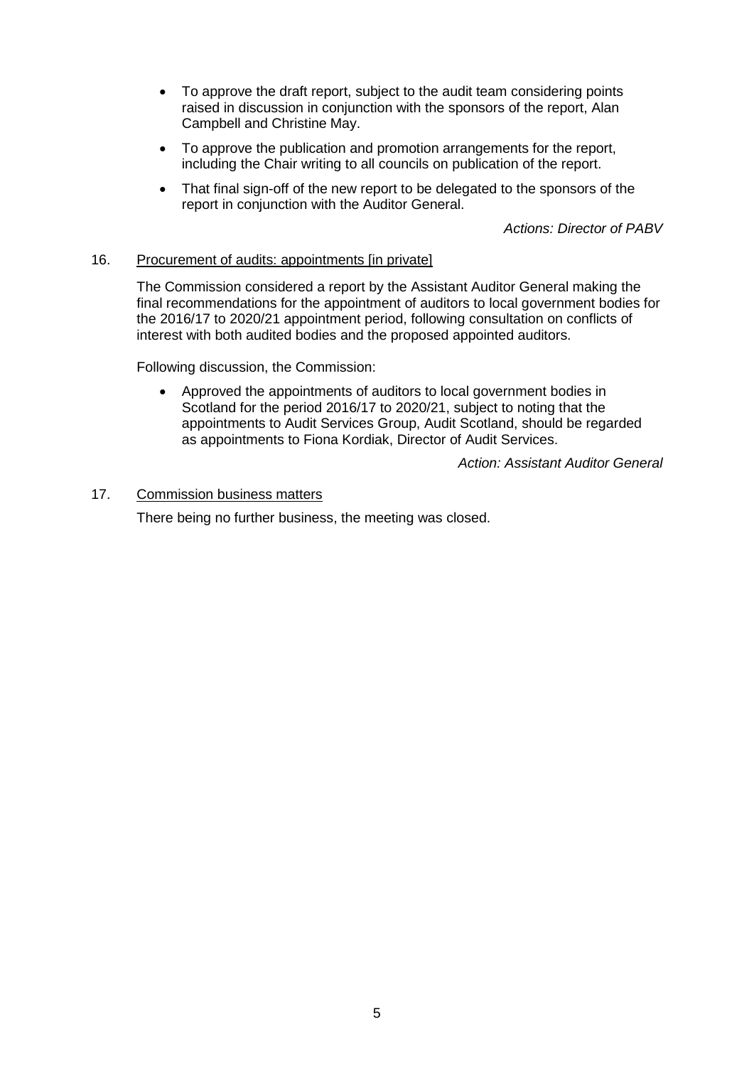- To approve the draft report, subject to the audit team considering points raised in discussion in conjunction with the sponsors of the report, Alan Campbell and Christine May.
- To approve the publication and promotion arrangements for the report, including the Chair writing to all councils on publication of the report.
- That final sign-off of the new report to be delegated to the sponsors of the report in conjunction with the Auditor General.

*Actions: Director of PABV*

16. <u>Procurement of audits: appointments [in private]</u>

The Commission considered a report by the Assistant Auditor General making the final recommendations for the appointment of auditors to local government bodies for the 2016/17 to 2020/21 appointment period, following consultation on conflicts of interest with both audited bodies and the proposed appointed auditors.

Following discussion, the Commission:

- Approved the appointments of auditors to local government bodies in Scotland for the period 2016/17 to 2020/21, subject to noting that the appointments to Audit Services Group, Audit Scotland, should be regarded as appointments to Fiona Kordiak, Director of Audit Services.

*Action: Assistant Auditor General*

17. <u>Commission business matters</u>

There being no further business, the meeting was closed.